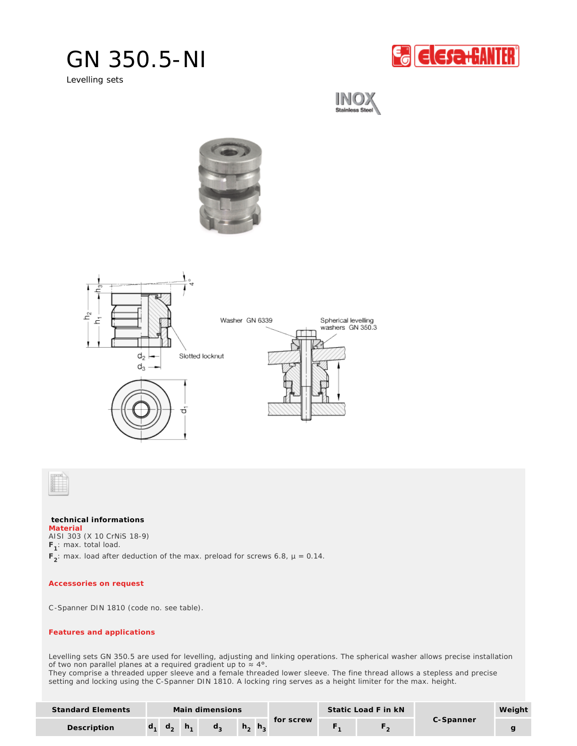# GN 350.5-NI

Levelling sets

INOX Stainless Steel

Washer GN 6339

Spherical levelling washers GN 350.3

Slotted locknut

**technical informations**

**Material**

AISI 303 (X 10 CrNiS 18-9)

**$F_1$**: max. total load.

**$F_2$**: max. load after deduction of the max. preload for screws 6.8, μ = 0.14.

**Accessories on request**

C-Spanner DIN 1810 (code no. see table).

**Features and applications**

Levelling sets GN 350.5 are used for levelling, adjusting and linking operations. The spherical washer allows precise installation of two non parallel planes at a required gradient up to ≈ 4°.
They comprise a threaded upper sleeve and a female threaded lower sleeve. The fine thread allows a stepless and precise setting and locking using the C-Spanner DIN 1810. A locking ring serves as a height limiter for the max. height.

| Standard Elements | Main dimensions | | | | | | for screw | Static Load F in kN | | C-Spanner | Weight |
|---|---|---|---|---|---|---|---|---|---|---|---|
| Description | $d_1$ | $d_2$ | $h_1$ | $d_3$ | $h_2$ | $h_3$ | | $F_1$ | $F_2$ | | g |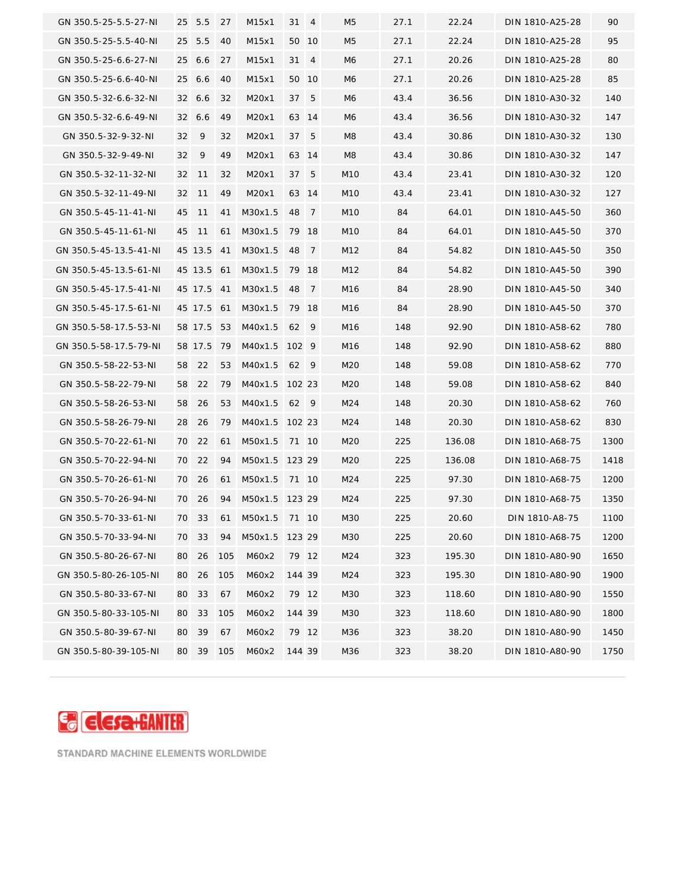| | | | | | | | | | | | |
|---|---|---|---|---|---|---|---|---|---|---|---|
| GN 350.5-25-5.5-27-NI | 25 | 5.5 | 27 | M15x1 | 31 | 4 | M5 | 27.1 | 22.24 | DIN 1810-A25-28 | 90 |
| GN 350.5-25-5.5-40-NI | 25 | 5.5 | 40 | M15x1 | 50 | 10 | M5 | 27.1 | 22.24 | DIN 1810-A25-28 | 95 |
| GN 350.5-25-6.6-27-NI | 25 | 6.6 | 27 | M15x1 | 31 | 4 | M6 | 27.1 | 20.26 | DIN 1810-A25-28 | 80 |
| GN 350.5-25-6.6-40-NI | 25 | 6.6 | 40 | M15x1 | 50 | 10 | M6 | 27.1 | 20.26 | DIN 1810-A25-28 | 85 |
| GN 350.5-32-6.6-32-NI | 32 | 6.6 | 32 | M20x1 | 37 | 5 | M6 | 43.4 | 36.56 | DIN 1810-A30-32 | 140 |
| GN 350.5-32-6.6-49-NI | 32 | 6.6 | 49 | M20x1 | 63 | 14 | M6 | 43.4 | 36.56 | DIN 1810-A30-32 | 147 |
| GN 350.5-32-9-32-NI | 32 | 9 | 32 | M20x1 | 37 | 5 | M8 | 43.4 | 30.86 | DIN 1810-A30-32 | 130 |
| GN 350.5-32-9-49-NI | 32 | 9 | 49 | M20x1 | 63 | 14 | M8 | 43.4 | 30.86 | DIN 1810-A30-32 | 147 |
| GN 350.5-32-11-32-NI | 32 | 11 | 32 | M20x1 | 37 | 5 | M10 | 43.4 | 23.41 | DIN 1810-A30-32 | 120 |
| GN 350.5-32-11-49-NI | 32 | 11 | 49 | M20x1 | 63 | 14 | M10 | 43.4 | 23.41 | DIN 1810-A30-32 | 127 |
| GN 350.5-45-11-41-NI | 45 | 11 | 41 | M30x1.5 | 48 | 7 | M10 | 84 | 64.01 | DIN 1810-A45-50 | 360 |
| GN 350.5-45-11-61-NI | 45 | 11 | 61 | M30x1.5 | 79 | 18 | M10 | 84 | 64.01 | DIN 1810-A45-50 | 370 |
| GN 350.5-45-13.5-41-NI | 45 | 13.5 | 41 | M30x1.5 | 48 | 7 | M12 | 84 | 54.82 | DIN 1810-A45-50 | 350 |
| GN 350.5-45-13.5-61-NI | 45 | 13.5 | 61 | M30x1.5 | 79 | 18 | M12 | 84 | 54.82 | DIN 1810-A45-50 | 390 |
| GN 350.5-45-17.5-41-NI | 45 | 17.5 | 41 | M30x1.5 | 48 | 7 | M16 | 84 | 28.90 | DIN 1810-A45-50 | 340 |
| GN 350.5-45-17.5-61-NI | 45 | 17.5 | 61 | M30x1.5 | 79 | 18 | M16 | 84 | 28.90 | DIN 1810-A45-50 | 370 |
| GN 350.5-58-17.5-53-NI | 58 | 17.5 | 53 | M40x1.5 | 62 | 9 | M16 | 148 | 92.90 | DIN 1810-A58-62 | 780 |
| GN 350.5-58-17.5-79-NI | 58 | 17.5 | 79 | M40x1.5 | 102 | 9 | M16 | 148 | 92.90 | DIN 1810-A58-62 | 880 |
| GN 350.5-58-22-53-NI | 58 | 22 | 53 | M40x1.5 | 62 | 9 | M20 | 148 | 59.08 | DIN 1810-A58-62 | 770 |
| GN 350.5-58-22-79-NI | 58 | 22 | 79 | M40x1.5 | 102 | 23 | M20 | 148 | 59.08 | DIN 1810-A58-62 | 840 |
| GN 350.5-58-26-53-NI | 58 | 26 | 53 | M40x1.5 | 62 | 9 | M24 | 148 | 20.30 | DIN 1810-A58-62 | 760 |
| GN 350.5-58-26-79-NI | 28 | 26 | 79 | M40x1.5 | 102 | 23 | M24 | 148 | 20.30 | DIN 1810-A58-62 | 830 |
| GN 350.5-70-22-61-NI | 70 | 22 | 61 | M50x1.5 | 71 | 10 | M20 | 225 | 136.08 | DIN 1810-A68-75 | 1300 |
| GN 350.5-70-22-94-NI | 70 | 22 | 94 | M50x1.5 | 123 | 29 | M20 | 225 | 136.08 | DIN 1810-A68-75 | 1418 |
| GN 350.5-70-26-61-NI | 70 | 26 | 61 | M50x1.5 | 71 | 10 | M24 | 225 | 97.30 | DIN 1810-A68-75 | 1200 |
| GN 350.5-70-26-94-NI | 70 | 26 | 94 | M50x1.5 | 123 | 29 | M24 | 225 | 97.30 | DIN 1810-A68-75 | 1350 |
| GN 350.5-70-33-61-NI | 70 | 33 | 61 | M50x1.5 | 71 | 10 | M30 | 225 | 20.60 | DIN 1810-A8-75 | 1100 |
| GN 350.5-70-33-94-NI | 70 | 33 | 94 | M50x1.5 | 123 | 29 | M30 | 225 | 20.60 | DIN 1810-A68-75 | 1200 |
| GN 350.5-80-26-67-NI | 80 | 26 | 105 | M60x2 | 79 | 12 | M24 | 323 | 195.30 | DIN 1810-A80-90 | 1650 |
| GN 350.5-80-26-105-NI | 80 | 26 | 105 | M60x2 | 144 | 39 | M24 | 323 | 195.30 | DIN 1810-A80-90 | 1900 |
| GN 350.5-80-33-67-NI | 80 | 33 | 67 | M60x2 | 79 | 12 | M30 | 323 | 118.60 | DIN 1810-A80-90 | 1550 |
| GN 350.5-80-33-105-NI | 80 | 33 | 105 | M60x2 | 144 | 39 | M30 | 323 | 118.60 | DIN 1810-A80-90 | 1800 |
| GN 350.5-80-39-67-NI | 80 | 39 | 67 | M60x2 | 79 | 12 | M36 | 323 | 38.20 | DIN 1810-A80-90 | 1450 |
| GN 350.5-80-39-105-NI | 80 | 39 | 105 | M60x2 | 144 | 39 | M36 | 323 | 38.20 | DIN 1810-A80-90 | 1750 |

elesa+GANTER

STANDARD MACHINE ELEMENTS WORLDWIDE